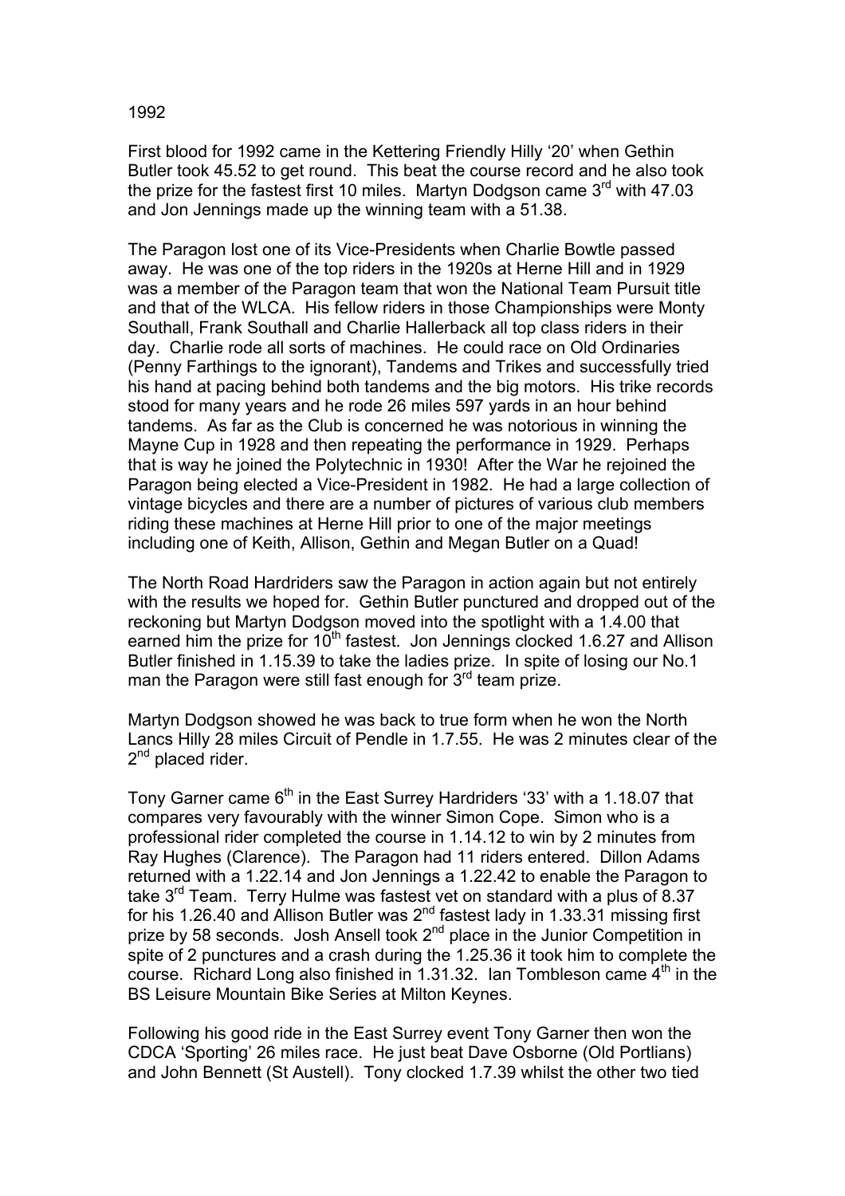1992

First blood for 1992 came in the Kettering Friendly Hilly '20' when Gethin Butler took 45.52 to get round. This beat the course record and he also took the prize for the fastest first 10 miles. Martyn Dodgson came 3rd with 47.03 and Jon Jennings made up the winning team with a 51.38.

The Paragon lost one of its Vice-Presidents when Charlie Bowtle passed away. He was one of the top riders in the 1920s at Herne Hill and in 1929 was a member of the Paragon team that won the National Team Pursuit title and that of the WLCA. His fellow riders in those Championships were Monty Southall, Frank Southall and Charlie Hallerback all top class riders in their day. Charlie rode all sorts of machines. He could race on Old Ordinaries (Penny Farthings to the ignorant), Tandems and Trikes and successfully tried his hand at pacing behind both tandems and the big motors. His trike records stood for many years and he rode 26 miles 597 yards in an hour behind tandems. As far as the Club is concerned he was notorious in winning the Mayne Cup in 1928 and then repeating the performance in 1929. Perhaps that is way he joined the Polytechnic in 1930! After the War he rejoined the Paragon being elected a Vice-President in 1982. He had a large collection of vintage bicycles and there are a number of pictures of various club members riding these machines at Herne Hill prior to one of the major meetings including one of Keith, Allison, Gethin and Megan Butler on a Quad!

The North Road Hardriders saw the Paragon in action again but not entirely with the results we hoped for. Gethin Butler punctured and dropped out of the reckoning but Martyn Dodgson moved into the spotlight with a 1.4.00 that earned him the prize for 10th fastest. Jon Jennings clocked 1.6.27 and Allison Butler finished in 1.15.39 to take the ladies prize. In spite of losing our No.1 man the Paragon were still fast enough for 3rd team prize.

Martyn Dodgson showed he was back to true form when he won the North Lancs Hilly 28 miles Circuit of Pendle in 1.7.55. He was 2 minutes clear of the 2nd placed rider.

Tony Garner came 6th in the East Surrey Hardriders '33' with a 1.18.07 that compares very favourably with the winner Simon Cope. Simon who is a professional rider completed the course in 1.14.12 to win by 2 minutes from Ray Hughes (Clarence). The Paragon had 11 riders entered. Dillon Adams returned with a 1.22.14 and Jon Jennings a 1.22.42 to enable the Paragon to take 3rd Team. Terry Hulme was fastest vet on standard with a plus of 8.37 for his 1.26.40 and Allison Butler was 2nd fastest lady in 1.33.31 missing first prize by 58 seconds. Josh Ansell took 2nd place in the Junior Competition in spite of 2 punctures and a crash during the 1.25.36 it took him to complete the course. Richard Long also finished in 1.31.32. Ian Tombleson came 4th in the BS Leisure Mountain Bike Series at Milton Keynes.

Following his good ride in the East Surrey event Tony Garner then won the CDCA 'Sporting' 26 miles race. He just beat Dave Osborne (Old Portlians) and John Bennett (St Austell). Tony clocked 1.7.39 whilst the other two tied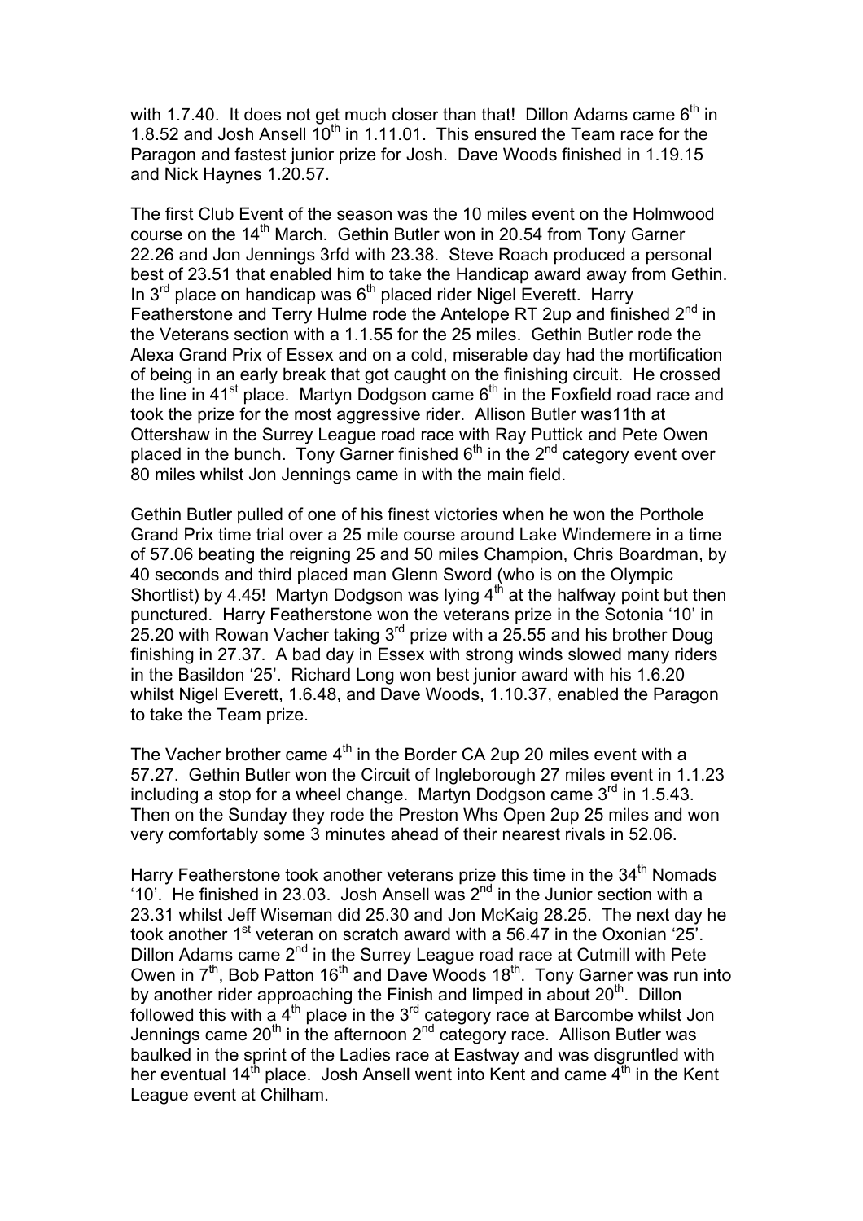with 1.7.40. It does not get much closer than that! Dillon Adams came 6th in 1.8.52 and Josh Ansell 10th in 1.11.01. This ensured the Team race for the Paragon and fastest junior prize for Josh. Dave Woods finished in 1.19.15 and Nick Haynes 1.20.57.

The first Club Event of the season was the 10 miles event on the Holmwood course on the 14th March. Gethin Butler won in 20.54 from Tony Garner 22.26 and Jon Jennings 3rfd with 23.38. Steve Roach produced a personal best of 23.51 that enabled him to take the Handicap award away from Gethin. In 3rd place on handicap was 6th placed rider Nigel Everett. Harry Featherstone and Terry Hulme rode the Antelope RT 2up and finished 2nd in the Veterans section with a 1.1.55 for the 25 miles. Gethin Butler rode the Alexa Grand Prix of Essex and on a cold, miserable day had the mortification of being in an early break that got caught on the finishing circuit. He crossed the line in 41st place. Martyn Dodgson came 6th in the Foxfield road race and took the prize for the most aggressive rider. Allison Butler was11th at Ottershaw in the Surrey League road race with Ray Puttick and Pete Owen placed in the bunch. Tony Garner finished 6th in the 2nd category event over 80 miles whilst Jon Jennings came in with the main field.

Gethin Butler pulled of one of his finest victories when he won the Porthole Grand Prix time trial over a 25 mile course around Lake Windemere in a time of 57.06 beating the reigning 25 and 50 miles Champion, Chris Boardman, by 40 seconds and third placed man Glenn Sword (who is on the Olympic Shortlist) by 4.45! Martyn Dodgson was lying 4th at the halfway point but then punctured. Harry Featherstone won the veterans prize in the Sotonia '10' in 25.20 with Rowan Vacher taking 3rd prize with a 25.55 and his brother Doug finishing in 27.37. A bad day in Essex with strong winds slowed many riders in the Basildon '25'. Richard Long won best junior award with his 1.6.20 whilst Nigel Everett, 1.6.48, and Dave Woods, 1.10.37, enabled the Paragon to take the Team prize.

The Vacher brother came 4th in the Border CA 2up 20 miles event with a 57.27. Gethin Butler won the Circuit of Ingleborough 27 miles event in 1.1.23 including a stop for a wheel change. Martyn Dodgson came 3rd in 1.5.43. Then on the Sunday they rode the Preston Whs Open 2up 25 miles and won very comfortably some 3 minutes ahead of their nearest rivals in 52.06.

Harry Featherstone took another veterans prize this time in the 34th Nomads '10'. He finished in 23.03. Josh Ansell was 2nd in the Junior section with a 23.31 whilst Jeff Wiseman did 25.30 and Jon McKaig 28.25. The next day he took another 1st veteran on scratch award with a 56.47 in the Oxonian '25'. Dillon Adams came 2nd in the Surrey League road race at Cutmill with Pete Owen in 7th, Bob Patton 16th and Dave Woods 18th. Tony Garner was run into by another rider approaching the Finish and limped in about 20th. Dillon followed this with a 4th place in the 3rd category race at Barcombe whilst Jon Jennings came 20th in the afternoon 2nd category race. Allison Butler was baulked in the sprint of the Ladies race at Eastway and was disgruntled with her eventual 14th place. Josh Ansell went into Kent and came 4th in the Kent League event at Chilham.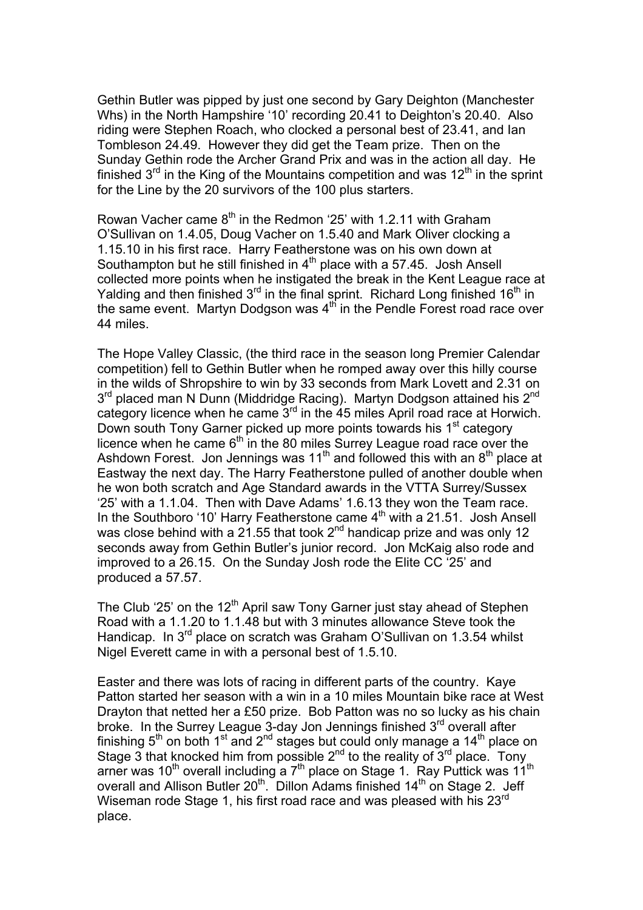Gethin Butler was pipped by just one second by Gary Deighton (Manchester Whs) in the North Hampshire '10' recording 20.41 to Deighton's 20.40. Also riding were Stephen Roach, who clocked a personal best of 23.41, and Ian Tombleson 24.49. However they did get the Team prize. Then on the Sunday Gethin rode the Archer Grand Prix and was in the action all day. He finished 3rd in the King of the Mountains competition and was 12th in the sprint for the Line by the 20 survivors of the 100 plus starters.

Rowan Vacher came 8th in the Redmon '25' with 1.2.11 with Graham O'Sullivan on 1.4.05, Doug Vacher on 1.5.40 and Mark Oliver clocking a 1.15.10 in his first race. Harry Featherstone was on his own down at Southampton but he still finished in 4th place with a 57.45. Josh Ansell collected more points when he instigated the break in the Kent League race at Yalding and then finished 3rd in the final sprint. Richard Long finished 16th in the same event. Martyn Dodgson was 4th in the Pendle Forest road race over 44 miles.

The Hope Valley Classic, (the third race in the season long Premier Calendar competition) fell to Gethin Butler when he romped away over this hilly course in the wilds of Shropshire to win by 33 seconds from Mark Lovett and 2.31 on 3rd placed man N Dunn (Middridge Racing). Martyn Dodgson attained his 2nd category licence when he came 3rd in the 45 miles April road race at Horwich. Down south Tony Garner picked up more points towards his 1st category licence when he came 6th in the 80 miles Surrey League road race over the Ashdown Forest. Jon Jennings was 11th and followed this with an 8th place at Eastway the next day. The Harry Featherstone pulled of another double when he won both scratch and Age Standard awards in the VTTA Surrey/Sussex '25' with a 1.1.04. Then with Dave Adams' 1.6.13 they won the Team race. In the Southboro '10' Harry Featherstone came 4th with a 21.51. Josh Ansell was close behind with a 21.55 that took 2nd handicap prize and was only 12 seconds away from Gethin Butler's junior record. Jon McKaig also rode and improved to a 26.15. On the Sunday Josh rode the Elite CC '25' and produced a 57.57.

The Club '25' on the 12th April saw Tony Garner just stay ahead of Stephen Road with a 1.1.20 to 1.1.48 but with 3 minutes allowance Steve took the Handicap. In 3rd place on scratch was Graham O'Sullivan on 1.3.54 whilst Nigel Everett came in with a personal best of 1.5.10.

Easter and there was lots of racing in different parts of the country. Kaye Patton started her season with a win in a 10 miles Mountain bike race at West Drayton that netted her a £50 prize. Bob Patton was no so lucky as his chain broke. In the Surrey League 3-day Jon Jennings finished 3rd overall after finishing 5th on both 1st and 2nd stages but could only manage a 14th place on Stage 3 that knocked him from possible 2nd to the reality of 3rd place. Tony arner was 10th overall including a 7th place on Stage 1. Ray Puttick was 11th overall and Allison Butler 20th. Dillon Adams finished 14th on Stage 2. Jeff Wiseman rode Stage 1, his first road race and was pleased with his 23rd place.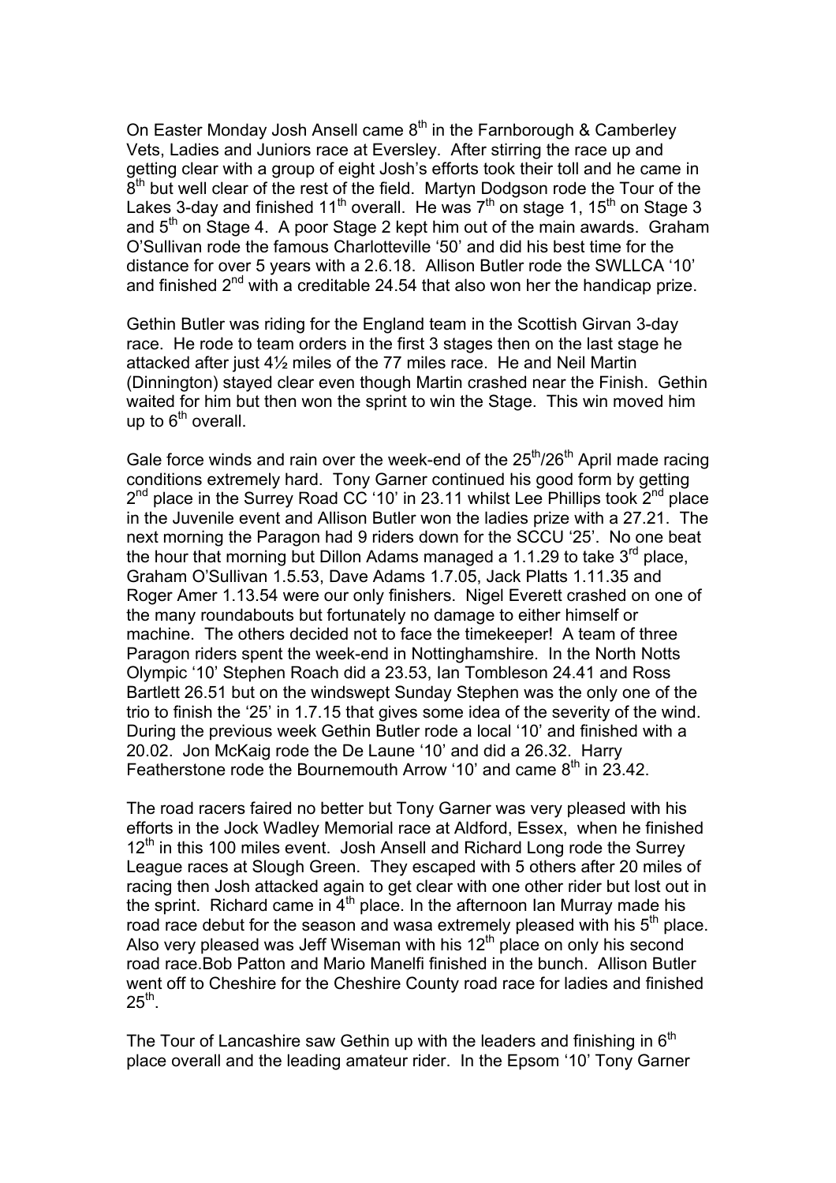On Easter Monday Josh Ansell came 8th in the Farnborough & Camberley Vets, Ladies and Juniors race at Eversley. After stirring the race up and getting clear with a group of eight Josh's efforts took their toll and he came in 8th but well clear of the rest of the field. Martyn Dodgson rode the Tour of the Lakes 3-day and finished 11th overall. He was 7th on stage 1, 15th on Stage 3 and 5th on Stage 4. A poor Stage 2 kept him out of the main awards. Graham O'Sullivan rode the famous Charlotteville '50' and did his best time for the distance for over 5 years with a 2.6.18. Allison Butler rode the SWLLCA '10' and finished 2nd with a creditable 24.54 that also won her the handicap prize.

Gethin Butler was riding for the England team in the Scottish Girvan 3-day race. He rode to team orders in the first 3 stages then on the last stage he attacked after just 4½ miles of the 77 miles race. He and Neil Martin (Dinnington) stayed clear even though Martin crashed near the Finish. Gethin waited for him but then won the sprint to win the Stage. This win moved him up to 6th overall.

Gale force winds and rain over the week-end of the 25th/26th April made racing conditions extremely hard. Tony Garner continued his good form by getting 2nd place in the Surrey Road CC '10' in 23.11 whilst Lee Phillips took 2nd place in the Juvenile event and Allison Butler won the ladies prize with a 27.21. The next morning the Paragon had 9 riders down for the SCCU '25'. No one beat the hour that morning but Dillon Adams managed a 1.1.29 to take 3rd place, Graham O'Sullivan 1.5.53, Dave Adams 1.7.05, Jack Platts 1.11.35 and Roger Amer 1.13.54 were our only finishers. Nigel Everett crashed on one of the many roundabouts but fortunately no damage to either himself or machine. The others decided not to face the timekeeper! A team of three Paragon riders spent the week-end in Nottinghamshire. In the North Notts Olympic '10' Stephen Roach did a 23.53, Ian Tombleson 24.41 and Ross Bartlett 26.51 but on the windswept Sunday Stephen was the only one of the trio to finish the '25' in 1.7.15 that gives some idea of the severity of the wind. During the previous week Gethin Butler rode a local '10' and finished with a 20.02. Jon McKaig rode the De Laune '10' and did a 26.32. Harry Featherstone rode the Bournemouth Arrow '10' and came 8th in 23.42.

The road racers faired no better but Tony Garner was very pleased with his efforts in the Jock Wadley Memorial race at Aldford, Essex, when he finished 12th in this 100 miles event. Josh Ansell and Richard Long rode the Surrey League races at Slough Green. They escaped with 5 others after 20 miles of racing then Josh attacked again to get clear with one other rider but lost out in the sprint. Richard came in 4th place. In the afternoon Ian Murray made his road race debut for the season and wasa extremely pleased with his 5th place. Also very pleased was Jeff Wiseman with his 12th place on only his second road race.Bob Patton and Mario Manelfi finished in the bunch. Allison Butler went off to Cheshire for the Cheshire County road race for ladies and finished 25th.

The Tour of Lancashire saw Gethin up with the leaders and finishing in 6th place overall and the leading amateur rider. In the Epsom '10' Tony Garner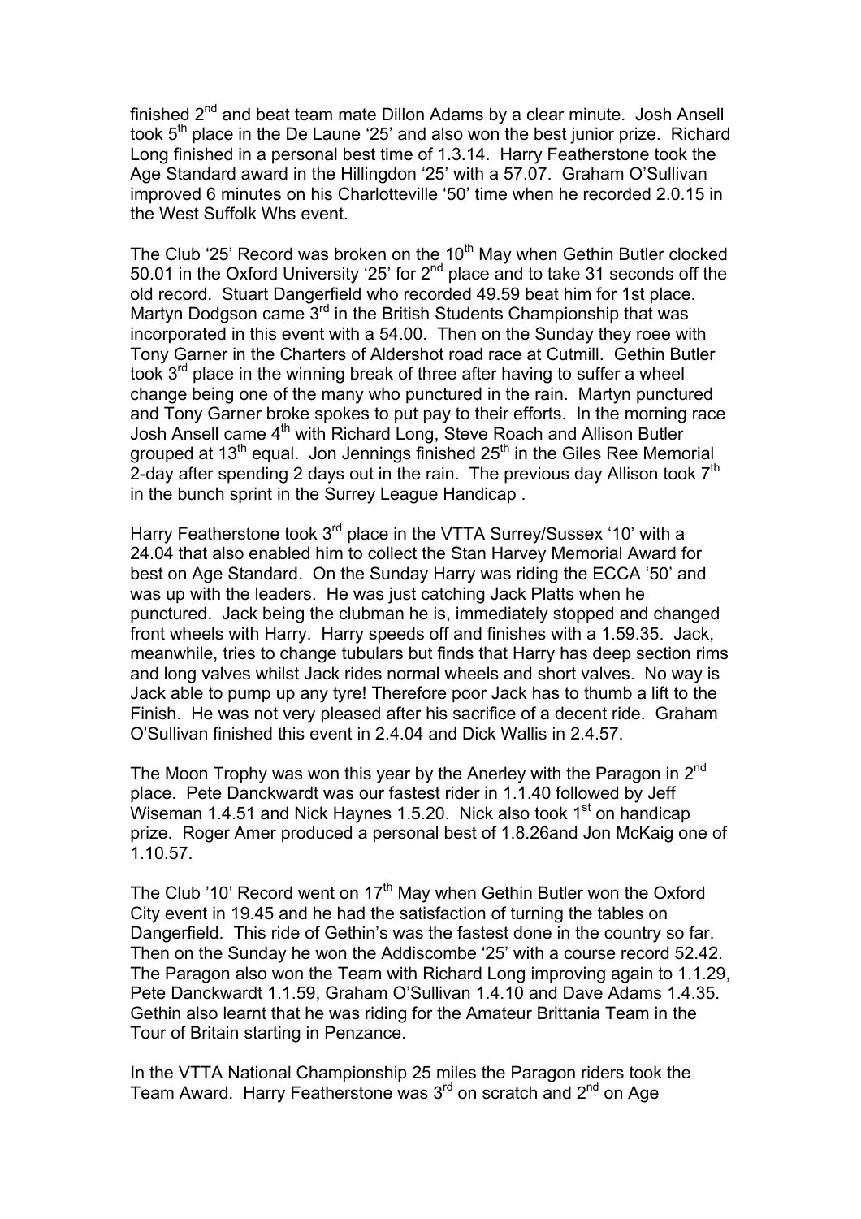finished 2nd and beat team mate Dillon Adams by a clear minute. Josh Ansell took 5th place in the De Laune '25' and also won the best junior prize. Richard Long finished in a personal best time of 1.3.14. Harry Featherstone took the Age Standard award in the Hillingdon '25' with a 57.07. Graham O'Sullivan improved 6 minutes on his Charlotteville '50' time when he recorded 2.0.15 in the West Suffolk Whs event.

The Club '25' Record was broken on the 10th May when Gethin Butler clocked 50.01 in the Oxford University '25' for 2nd place and to take 31 seconds off the old record. Stuart Dangerfield who recorded 49.59 beat him for 1st place. Martyn Dodgson came 3rd in the British Students Championship that was incorporated in this event with a 54.00. Then on the Sunday they roee with Tony Garner in the Charters of Aldershot road race at Cutmill. Gethin Butler took 3rd place in the winning break of three after having to suffer a wheel change being one of the many who punctured in the rain. Martyn punctured and Tony Garner broke spokes to put pay to their efforts. In the morning race Josh Ansell came 4th with Richard Long, Steve Roach and Allison Butler grouped at 13th equal. Jon Jennings finished 25th in the Giles Ree Memorial 2-day after spending 2 days out in the rain. The previous day Allison took 7th in the bunch sprint in the Surrey League Handicap .

Harry Featherstone took 3rd place in the VTTA Surrey/Sussex '10' with a 24.04 that also enabled him to collect the Stan Harvey Memorial Award for best on Age Standard. On the Sunday Harry was riding the ECCA '50' and was up with the leaders. He was just catching Jack Platts when he punctured. Jack being the clubman he is, immediately stopped and changed front wheels with Harry. Harry speeds off and finishes with a 1.59.35. Jack, meanwhile, tries to change tubulars but finds that Harry has deep section rims and long valves whilst Jack rides normal wheels and short valves. No way is Jack able to pump up any tyre! Therefore poor Jack has to thumb a lift to the Finish. He was not very pleased after his sacrifice of a decent ride. Graham O'Sullivan finished this event in 2.4.04 and Dick Wallis in 2.4.57.

The Moon Trophy was won this year by the Anerley with the Paragon in 2nd place. Pete Danckwardt was our fastest rider in 1.1.40 followed by Jeff Wiseman 1.4.51 and Nick Haynes 1.5.20. Nick also took 1st on handicap prize. Roger Amer produced a personal best of 1.8.26and Jon McKaig one of 1.10.57.

The Club '10' Record went on 17th May when Gethin Butler won the Oxford City event in 19.45 and he had the satisfaction of turning the tables on Dangerfield. This ride of Gethin's was the fastest done in the country so far. Then on the Sunday he won the Addiscombe '25' with a course record 52.42. The Paragon also won the Team with Richard Long improving again to 1.1.29, Pete Danckwardt 1.1.59, Graham O'Sullivan 1.4.10 and Dave Adams 1.4.35. Gethin also learnt that he was riding for the Amateur Brittania Team in the Tour of Britain starting in Penzance.

In the VTTA National Championship 25 miles the Paragon riders took the Team Award. Harry Featherstone was 3rd on scratch and 2nd on Age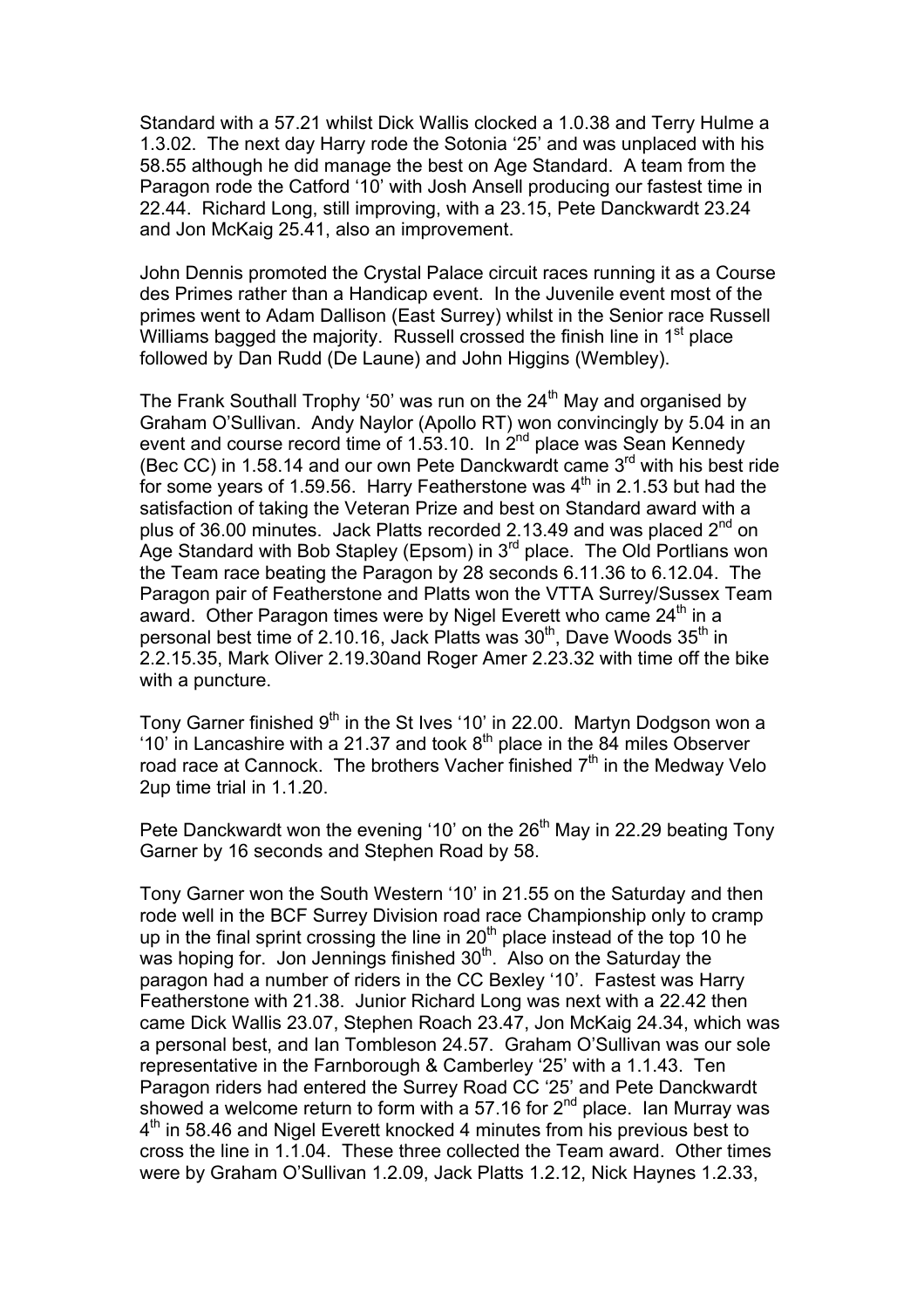Standard with a 57.21 whilst Dick Wallis clocked a 1.0.38 and Terry Hulme a 1.3.02. The next day Harry rode the Sotonia '25' and was unplaced with his 58.55 although he did manage the best on Age Standard. A team from the Paragon rode the Catford '10' with Josh Ansell producing our fastest time in 22.44. Richard Long, still improving, with a 23.15, Pete Danckwardt 23.24 and Jon McKaig 25.41, also an improvement.

John Dennis promoted the Crystal Palace circuit races running it as a Course des Primes rather than a Handicap event. In the Juvenile event most of the primes went to Adam Dallison (East Surrey) whilst in the Senior race Russell Williams bagged the majority. Russell crossed the finish line in 1st place followed by Dan Rudd (De Laune) and John Higgins (Wembley).

The Frank Southall Trophy '50' was run on the 24th May and organised by Graham O'Sullivan. Andy Naylor (Apollo RT) won convincingly by 5.04 in an event and course record time of 1.53.10. In 2nd place was Sean Kennedy (Bec CC) in 1.58.14 and our own Pete Danckwardt came 3rd with his best ride for some years of 1.59.56. Harry Featherstone was 4th in 2.1.53 but had the satisfaction of taking the Veteran Prize and best on Standard award with a plus of 36.00 minutes. Jack Platts recorded 2.13.49 and was placed 2nd on Age Standard with Bob Stapley (Epsom) in 3rd place. The Old Portlians won the Team race beating the Paragon by 28 seconds 6.11.36 to 6.12.04. The Paragon pair of Featherstone and Platts won the VTTA Surrey/Sussex Team award. Other Paragon times were by Nigel Everett who came 24th in a personal best time of 2.10.16, Jack Platts was 30th, Dave Woods 35th in 2.2.15.35, Mark Oliver 2.19.30and Roger Amer 2.23.32 with time off the bike with a puncture.

Tony Garner finished 9th in the St Ives '10' in 22.00. Martyn Dodgson won a '10' in Lancashire with a 21.37 and took 8th place in the 84 miles Observer road race at Cannock. The brothers Vacher finished 7th in the Medway Velo 2up time trial in 1.1.20.

Pete Danckwardt won the evening '10' on the 26th May in 22.29 beating Tony Garner by 16 seconds and Stephen Road by 58.

Tony Garner won the South Western '10' in 21.55 on the Saturday and then rode well in the BCF Surrey Division road race Championship only to cramp up in the final sprint crossing the line in 20th place instead of the top 10 he was hoping for. Jon Jennings finished 30th. Also on the Saturday the paragon had a number of riders in the CC Bexley '10'. Fastest was Harry Featherstone with 21.38. Junior Richard Long was next with a 22.42 then came Dick Wallis 23.07, Stephen Roach 23.47, Jon McKaig 24.34, which was a personal best, and Ian Tombleson 24.57. Graham O'Sullivan was our sole representative in the Farnborough & Camberley '25' with a 1.1.43. Ten Paragon riders had entered the Surrey Road CC '25' and Pete Danckwardt showed a welcome return to form with a 57.16 for 2nd place. Ian Murray was 4th in 58.46 and Nigel Everett knocked 4 minutes from his previous best to cross the line in 1.1.04. These three collected the Team award. Other times were by Graham O'Sullivan 1.2.09, Jack Platts 1.2.12, Nick Haynes 1.2.33,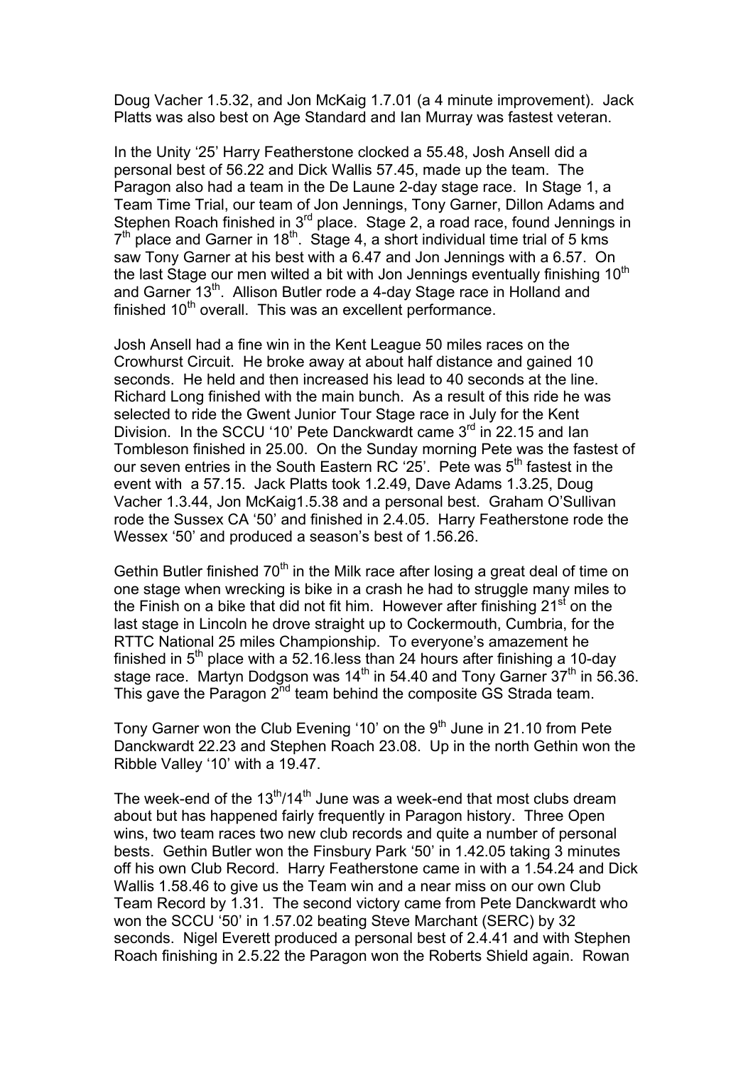Doug Vacher 1.5.32, and Jon McKaig 1.7.01 (a 4 minute improvement). Jack Platts was also best on Age Standard and Ian Murray was fastest veteran.

In the Unity '25' Harry Featherstone clocked a 55.48, Josh Ansell did a personal best of 56.22 and Dick Wallis 57.45, made up the team. The Paragon also had a team in the De Laune 2-day stage race. In Stage 1, a Team Time Trial, our team of Jon Jennings, Tony Garner, Dillon Adams and Stephen Roach finished in 3rd place. Stage 2, a road race, found Jennings in 7th place and Garner in 18th. Stage 4, a short individual time trial of 5 kms saw Tony Garner at his best with a 6.47 and Jon Jennings with a 6.57. On the last Stage our men wilted a bit with Jon Jennings eventually finishing 10th and Garner 13th. Allison Butler rode a 4-day Stage race in Holland and finished 10th overall. This was an excellent performance.

Josh Ansell had a fine win in the Kent League 50 miles races on the Crowhurst Circuit. He broke away at about half distance and gained 10 seconds. He held and then increased his lead to 40 seconds at the line. Richard Long finished with the main bunch. As a result of this ride he was selected to ride the Gwent Junior Tour Stage race in July for the Kent Division. In the SCCU '10' Pete Danckwardt came 3rd in 22.15 and Ian Tombleson finished in 25.00. On the Sunday morning Pete was the fastest of our seven entries in the South Eastern RC '25'. Pete was 5th fastest in the event with a 57.15. Jack Platts took 1.2.49, Dave Adams 1.3.25, Doug Vacher 1.3.44, Jon McKaig1.5.38 and a personal best. Graham O'Sullivan rode the Sussex CA '50' and finished in 2.4.05. Harry Featherstone rode the Wessex '50' and produced a season's best of 1.56.26.

Gethin Butler finished 70th in the Milk race after losing a great deal of time on one stage when wrecking is bike in a crash he had to struggle many miles to the Finish on a bike that did not fit him. However after finishing 21st on the last stage in Lincoln he drove straight up to Cockermouth, Cumbria, for the RTTC National 25 miles Championship. To everyone's amazement he finished in 5th place with a 52.16.less than 24 hours after finishing a 10-day stage race. Martyn Dodgson was 14th in 54.40 and Tony Garner 37th in 56.36. This gave the Paragon 2nd team behind the composite GS Strada team.

Tony Garner won the Club Evening '10' on the 9th June in 21.10 from Pete Danckwardt 22.23 and Stephen Roach 23.08. Up in the north Gethin won the Ribble Valley '10' with a 19.47.

The week-end of the 13th/14th June was a week-end that most clubs dream about but has happened fairly frequently in Paragon history. Three Open wins, two team races two new club records and quite a number of personal bests. Gethin Butler won the Finsbury Park '50' in 1.42.05 taking 3 minutes off his own Club Record. Harry Featherstone came in with a 1.54.24 and Dick Wallis 1.58.46 to give us the Team win and a near miss on our own Club Team Record by 1.31. The second victory came from Pete Danckwardt who won the SCCU '50' in 1.57.02 beating Steve Marchant (SERC) by 32 seconds. Nigel Everett produced a personal best of 2.4.41 and with Stephen Roach finishing in 2.5.22 the Paragon won the Roberts Shield again. Rowan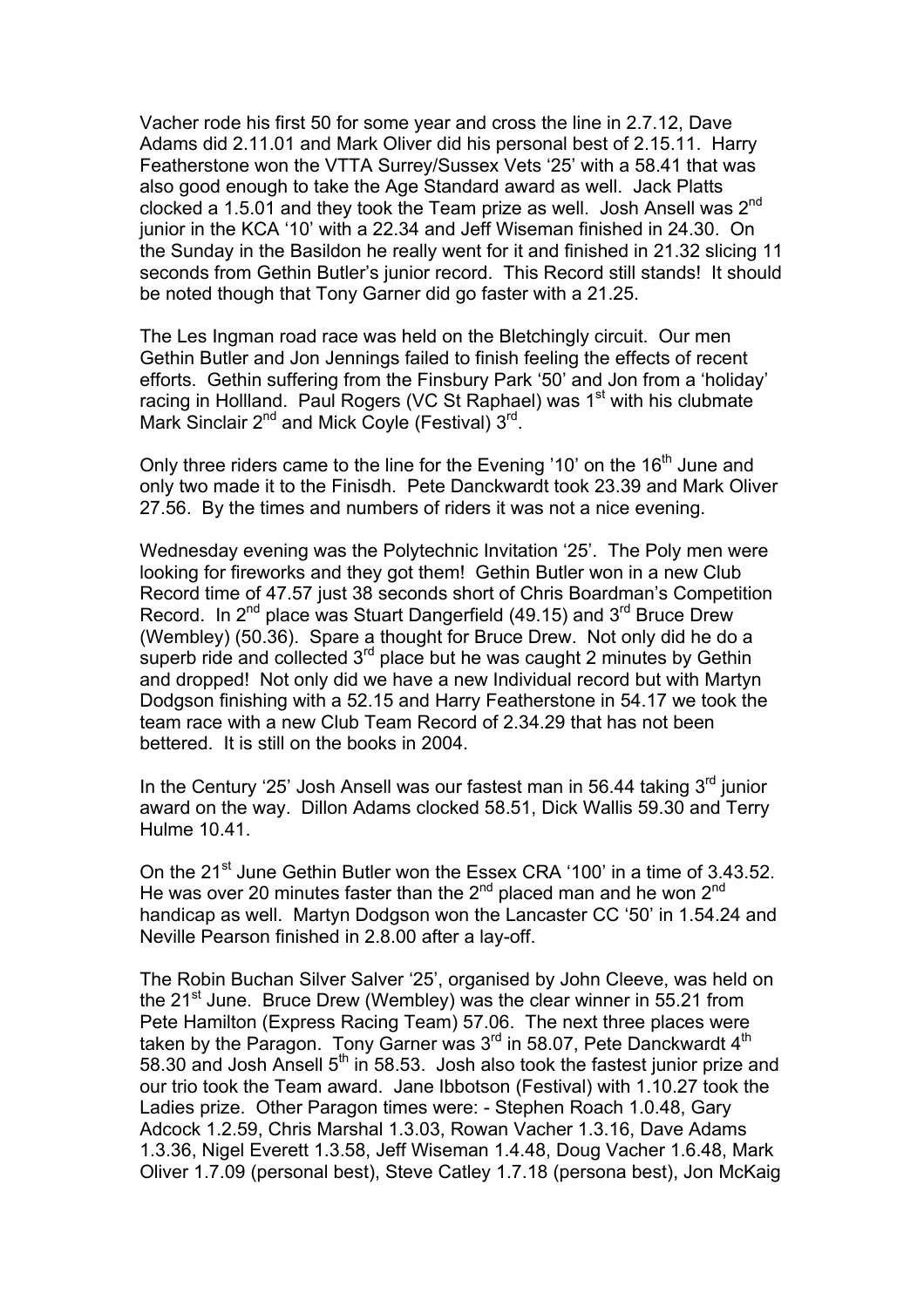Vacher rode his first 50 for some year and cross the line in 2.7.12, Dave Adams did 2.11.01 and Mark Oliver did his personal best of 2.15.11. Harry Featherstone won the VTTA Surrey/Sussex Vets '25' with a 58.41 that was also good enough to take the Age Standard award as well. Jack Platts clocked a 1.5.01 and they took the Team prize as well. Josh Ansell was 2nd junior in the KCA '10' with a 22.34 and Jeff Wiseman finished in 24.30. On the Sunday in the Basildon he really went for it and finished in 21.32 slicing 11 seconds from Gethin Butler's junior record. This Record still stands! It should be noted though that Tony Garner did go faster with a 21.25.

The Les Ingman road race was held on the Bletchingly circuit. Our men Gethin Butler and Jon Jennings failed to finish feeling the effects of recent efforts. Gethin suffering from the Finsbury Park '50' and Jon from a 'holiday' racing in Hollland. Paul Rogers (VC St Raphael) was 1st with his clubmate Mark Sinclair 2nd and Mick Coyle (Festival) 3rd.

Only three riders came to the line for the Evening '10' on the 16th June and only two made it to the Finisdh. Pete Danckwardt took 23.39 and Mark Oliver 27.56. By the times and numbers of riders it was not a nice evening.

Wednesday evening was the Polytechnic Invitation '25'. The Poly men were looking for fireworks and they got them! Gethin Butler won in a new Club Record time of 47.57 just 38 seconds short of Chris Boardman's Competition Record. In 2nd place was Stuart Dangerfield (49.15) and 3rd Bruce Drew (Wembley) (50.36). Spare a thought for Bruce Drew. Not only did he do a superb ride and collected 3rd place but he was caught 2 minutes by Gethin and dropped! Not only did we have a new Individual record but with Martyn Dodgson finishing with a 52.15 and Harry Featherstone in 54.17 we took the team race with a new Club Team Record of 2.34.29 that has not been bettered. It is still on the books in 2004.

In the Century '25' Josh Ansell was our fastest man in 56.44 taking 3rd junior award on the way. Dillon Adams clocked 58.51, Dick Wallis 59.30 and Terry Hulme 10.41.

On the 21st June Gethin Butler won the Essex CRA '100' in a time of 3.43.52. He was over 20 minutes faster than the 2nd placed man and he won 2nd handicap as well. Martyn Dodgson won the Lancaster CC '50' in 1.54.24 and Neville Pearson finished in 2.8.00 after a lay-off.

The Robin Buchan Silver Salver '25', organised by John Cleeve, was held on the 21st June. Bruce Drew (Wembley) was the clear winner in 55.21 from Pete Hamilton (Express Racing Team) 57.06. The next three places were taken by the Paragon. Tony Garner was 3rd in 58.07, Pete Danckwardt 4th 58.30 and Josh Ansell 5th in 58.53. Josh also took the fastest junior prize and our trio took the Team award. Jane Ibbotson (Festival) with 1.10.27 took the Ladies prize. Other Paragon times were: - Stephen Roach 1.0.48, Gary Adcock 1.2.59, Chris Marshal 1.3.03, Rowan Vacher 1.3.16, Dave Adams 1.3.36, Nigel Everett 1.3.58, Jeff Wiseman 1.4.48, Doug Vacher 1.6.48, Mark Oliver 1.7.09 (personal best), Steve Catley 1.7.18 (persona best), Jon McKaig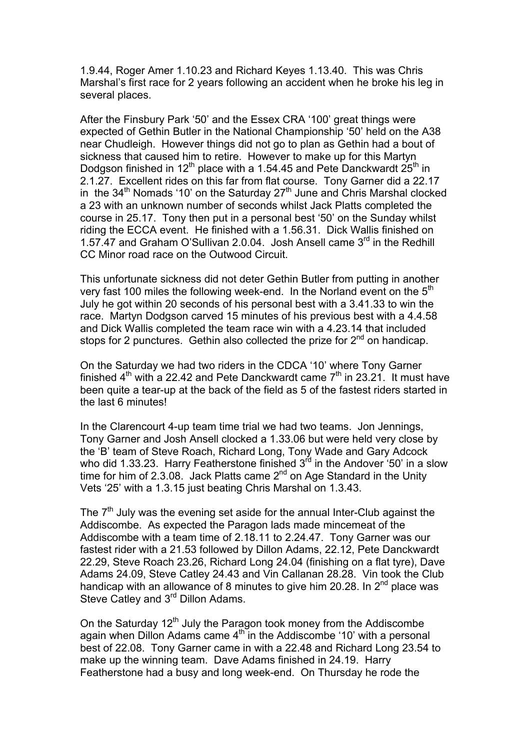1.9.44, Roger Amer 1.10.23 and Richard Keyes 1.13.40. This was Chris Marshal's first race for 2 years following an accident when he broke his leg in several places.

After the Finsbury Park '50' and the Essex CRA '100' great things were expected of Gethin Butler in the National Championship '50' held on the A38 near Chudleigh. However things did not go to plan as Gethin had a bout of sickness that caused him to retire. However to make up for this Martyn Dodgson finished in 12th place with a 1.54.45 and Pete Danckwardt 25th in 2.1.27. Excellent rides on this far from flat course. Tony Garner did a 22.17 in the 34th Nomads '10' on the Saturday 27th June and Chris Marshal clocked a 23 with an unknown number of seconds whilst Jack Platts completed the course in 25.17. Tony then put in a personal best '50' on the Sunday whilst riding the ECCA event. He finished with a 1.56.31. Dick Wallis finished on 1.57.47 and Graham O'Sullivan 2.0.04. Josh Ansell came 3rd in the Redhill CC Minor road race on the Outwood Circuit.

This unfortunate sickness did not deter Gethin Butler from putting in another very fast 100 miles the following week-end. In the Norland event on the 5th July he got within 20 seconds of his personal best with a 3.41.33 to win the race. Martyn Dodgson carved 15 minutes of his previous best with a 4.4.58 and Dick Wallis completed the team race win with a 4.23.14 that included stops for 2 punctures. Gethin also collected the prize for 2nd on handicap.

On the Saturday we had two riders in the CDCA '10' where Tony Garner finished 4th with a 22.42 and Pete Danckwardt came 7th in 23.21. It must have been quite a tear-up at the back of the field as 5 of the fastest riders started in the last 6 minutes!

In the Clarencourt 4-up team time trial we had two teams. Jon Jennings, Tony Garner and Josh Ansell clocked a 1.33.06 but were held very close by the 'B' team of Steve Roach, Richard Long, Tony Wade and Gary Adcock who did 1.33.23. Harry Featherstone finished 3rd in the Andover '50' in a slow time for him of 2.3.08. Jack Platts came 2nd on Age Standard in the Unity Vets '25' with a 1.3.15 just beating Chris Marshal on 1.3.43.

The 7th July was the evening set aside for the annual Inter-Club against the Addiscombe. As expected the Paragon lads made mincemeat of the Addiscombe with a team time of 2.18.11 to 2.24.47. Tony Garner was our fastest rider with a 21.53 followed by Dillon Adams, 22.12, Pete Danckwardt 22.29, Steve Roach 23.26, Richard Long 24.04 (finishing on a flat tyre), Dave Adams 24.09, Steve Catley 24.43 and Vin Callanan 28.28. Vin took the Club handicap with an allowance of 8 minutes to give him 20.28. In 2nd place was Steve Catley and 3rd Dillon Adams.

On the Saturday 12th July the Paragon took money from the Addiscombe again when Dillon Adams came 4th in the Addiscombe '10' with a personal best of 22.08. Tony Garner came in with a 22.48 and Richard Long 23.54 to make up the winning team. Dave Adams finished in 24.19. Harry Featherstone had a busy and long week-end. On Thursday he rode the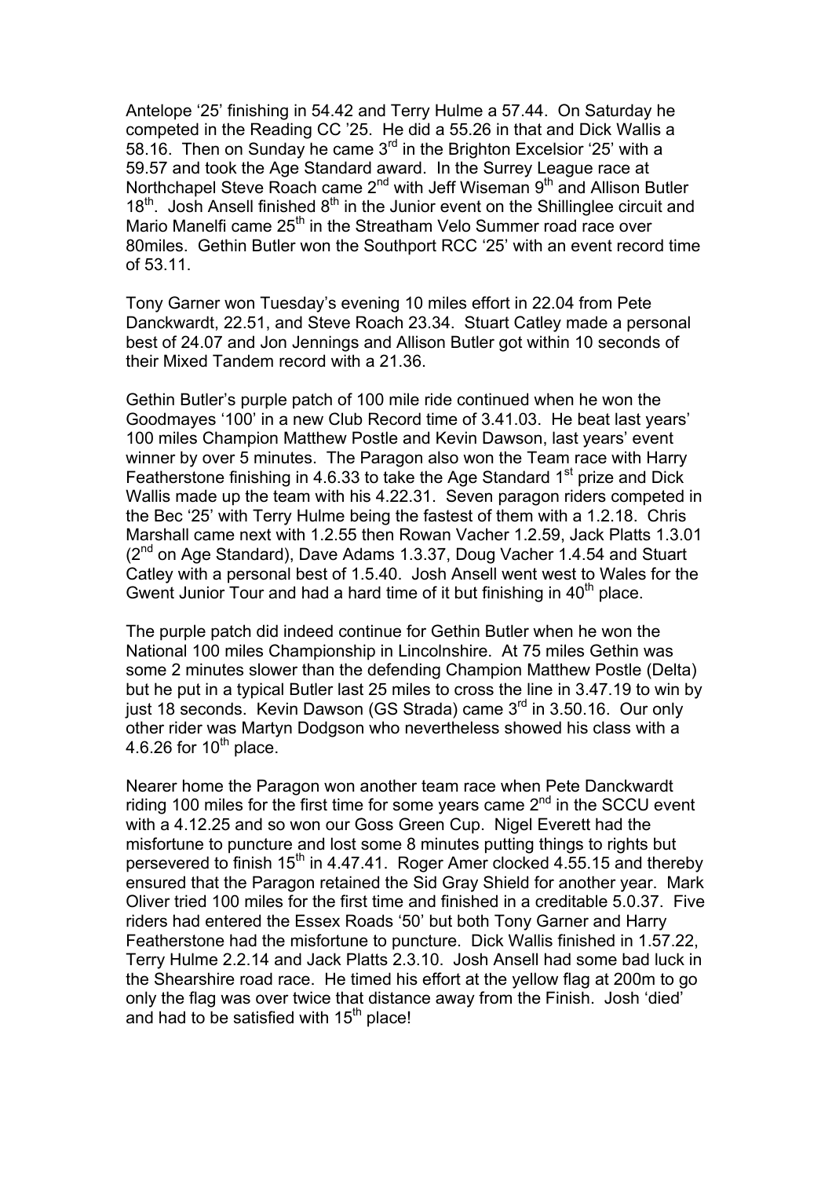Antelope '25' finishing in 54.42 and Terry Hulme a 57.44. On Saturday he competed in the Reading CC '25. He did a 55.26 in that and Dick Wallis a 58.16. Then on Sunday he came 3rd in the Brighton Excelsior '25' with a 59.57 and took the Age Standard award. In the Surrey League race at Northchapel Steve Roach came 2nd with Jeff Wiseman 9th and Allison Butler 18th. Josh Ansell finished 8th in the Junior event on the Shillinglee circuit and Mario Manelfi came 25th in the Streatham Velo Summer road race over 80miles. Gethin Butler won the Southport RCC '25' with an event record time of 53.11.

Tony Garner won Tuesday's evening 10 miles effort in 22.04 from Pete Danckwardt, 22.51, and Steve Roach 23.34. Stuart Catley made a personal best of 24.07 and Jon Jennings and Allison Butler got within 10 seconds of their Mixed Tandem record with a 21.36.

Gethin Butler's purple patch of 100 mile ride continued when he won the Goodmayes '100' in a new Club Record time of 3.41.03. He beat last years' 100 miles Champion Matthew Postle and Kevin Dawson, last years' event winner by over 5 minutes. The Paragon also won the Team race with Harry Featherstone finishing in 4.6.33 to take the Age Standard 1st prize and Dick Wallis made up the team with his 4.22.31. Seven paragon riders competed in the Bec '25' with Terry Hulme being the fastest of them with a 1.2.18. Chris Marshall came next with 1.2.55 then Rowan Vacher 1.2.59, Jack Platts 1.3.01 (2nd on Age Standard), Dave Adams 1.3.37, Doug Vacher 1.4.54 and Stuart Catley with a personal best of 1.5.40. Josh Ansell went west to Wales for the Gwent Junior Tour and had a hard time of it but finishing in 40th place.

The purple patch did indeed continue for Gethin Butler when he won the National 100 miles Championship in Lincolnshire. At 75 miles Gethin was some 2 minutes slower than the defending Champion Matthew Postle (Delta) but he put in a typical Butler last 25 miles to cross the line in 3.47.19 to win by just 18 seconds. Kevin Dawson (GS Strada) came 3rd in 3.50.16. Our only other rider was Martyn Dodgson who nevertheless showed his class with a 4.6.26 for 10th place.

Nearer home the Paragon won another team race when Pete Danckwardt riding 100 miles for the first time for some years came 2nd in the SCCU event with a 4.12.25 and so won our Goss Green Cup. Nigel Everett had the misfortune to puncture and lost some 8 minutes putting things to rights but persevered to finish 15th in 4.47.41. Roger Amer clocked 4.55.15 and thereby ensured that the Paragon retained the Sid Gray Shield for another year. Mark Oliver tried 100 miles for the first time and finished in a creditable 5.0.37. Five riders had entered the Essex Roads '50' but both Tony Garner and Harry Featherstone had the misfortune to puncture. Dick Wallis finished in 1.57.22, Terry Hulme 2.2.14 and Jack Platts 2.3.10. Josh Ansell had some bad luck in the Shearshire road race. He timed his effort at the yellow flag at 200m to go only the flag was over twice that distance away from the Finish. Josh 'died' and had to be satisfied with 15th place!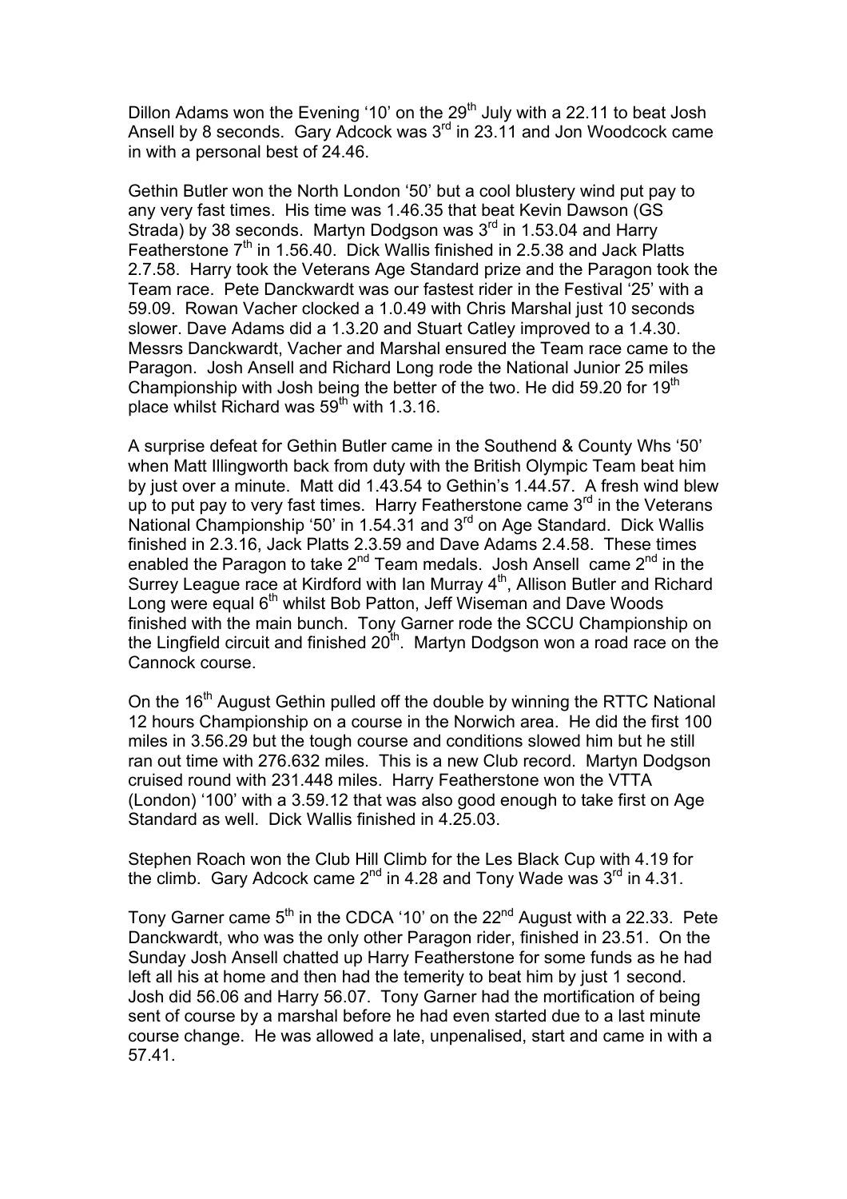Dillon Adams won the Evening '10' on the 29th July with a 22.11 to beat Josh Ansell by 8 seconds. Gary Adcock was 3rd in 23.11 and Jon Woodcock came in with a personal best of 24.46.

Gethin Butler won the North London '50' but a cool blustery wind put pay to any very fast times. His time was 1.46.35 that beat Kevin Dawson (GS Strada) by 38 seconds. Martyn Dodgson was 3rd in 1.53.04 and Harry Featherstone 7th in 1.56.40. Dick Wallis finished in 2.5.38 and Jack Platts 2.7.58. Harry took the Veterans Age Standard prize and the Paragon took the Team race. Pete Danckwardt was our fastest rider in the Festival '25' with a 59.09. Rowan Vacher clocked a 1.0.49 with Chris Marshal just 10 seconds slower. Dave Adams did a 1.3.20 and Stuart Catley improved to a 1.4.30. Messrs Danckwardt, Vacher and Marshal ensured the Team race came to the Paragon. Josh Ansell and Richard Long rode the National Junior 25 miles Championship with Josh being the better of the two. He did 59.20 for 19th place whilst Richard was 59th with 1.3.16.

A surprise defeat for Gethin Butler came in the Southend & County Whs '50' when Matt Illingworth back from duty with the British Olympic Team beat him by just over a minute. Matt did 1.43.54 to Gethin's 1.44.57. A fresh wind blew up to put pay to very fast times. Harry Featherstone came 3rd in the Veterans National Championship '50' in 1.54.31 and 3rd on Age Standard. Dick Wallis finished in 2.3.16, Jack Platts 2.3.59 and Dave Adams 2.4.58. These times enabled the Paragon to take 2nd Team medals. Josh Ansell came 2nd in the Surrey League race at Kirdford with Ian Murray 4th, Allison Butler and Richard Long were equal 6th whilst Bob Patton, Jeff Wiseman and Dave Woods finished with the main bunch. Tony Garner rode the SCCU Championship on the Lingfield circuit and finished 20th. Martyn Dodgson won a road race on the Cannock course.

On the 16th August Gethin pulled off the double by winning the RTTC National 12 hours Championship on a course in the Norwich area. He did the first 100 miles in 3.56.29 but the tough course and conditions slowed him but he still ran out time with 276.632 miles. This is a new Club record. Martyn Dodgson cruised round with 231.448 miles. Harry Featherstone won the VTTA (London) '100' with a 3.59.12 that was also good enough to take first on Age Standard as well. Dick Wallis finished in 4.25.03.

Stephen Roach won the Club Hill Climb for the Les Black Cup with 4.19 for the climb. Gary Adcock came 2nd in 4.28 and Tony Wade was 3rd in 4.31.

Tony Garner came 5th in the CDCA '10' on the 22nd August with a 22.33. Pete Danckwardt, who was the only other Paragon rider, finished in 23.51. On the Sunday Josh Ansell chatted up Harry Featherstone for some funds as he had left all his at home and then had the temerity to beat him by just 1 second. Josh did 56.06 and Harry 56.07. Tony Garner had the mortification of being sent of course by a marshal before he had even started due to a last minute course change. He was allowed a late, unpenalised, start and came in with a 57.41.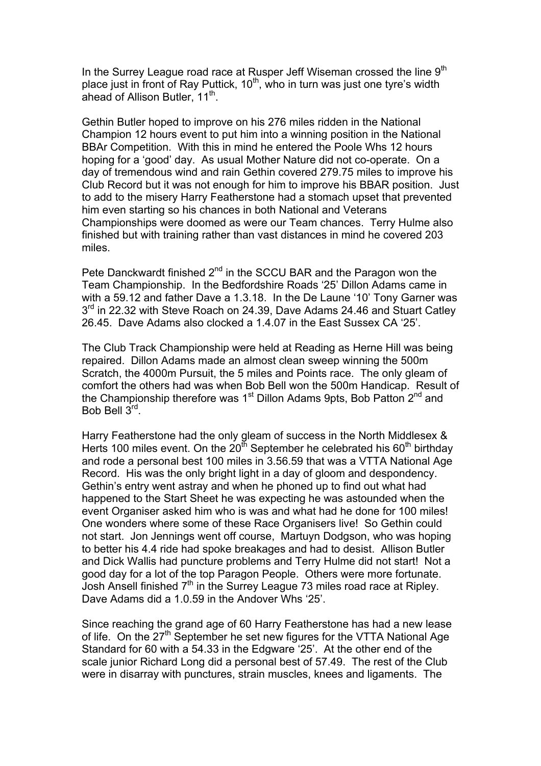In the Surrey League road race at Rusper Jeff Wiseman crossed the line 9th place just in front of Ray Puttick, 10th, who in turn was just one tyre's width ahead of Allison Butler, 11th.

Gethin Butler hoped to improve on his 276 miles ridden in the National Champion 12 hours event to put him into a winning position in the National BBAr Competition. With this in mind he entered the Poole Whs 12 hours hoping for a 'good' day. As usual Mother Nature did not co-operate. On a day of tremendous wind and rain Gethin covered 279.75 miles to improve his Club Record but it was not enough for him to improve his BBAR position. Just to add to the misery Harry Featherstone had a stomach upset that prevented him even starting so his chances in both National and Veterans Championships were doomed as were our Team chances. Terry Hulme also finished but with training rather than vast distances in mind he covered 203 miles.

Pete Danckwardt finished 2nd in the SCCU BAR and the Paragon won the Team Championship. In the Bedfordshire Roads '25' Dillon Adams came in with a 59.12 and father Dave a 1.3.18. In the De Laune '10' Tony Garner was 3rd in 22.32 with Steve Roach on 24.39, Dave Adams 24.46 and Stuart Catley 26.45. Dave Adams also clocked a 1.4.07 in the East Sussex CA '25'.

The Club Track Championship were held at Reading as Herne Hill was being repaired. Dillon Adams made an almost clean sweep winning the 500m Scratch, the 4000m Pursuit, the 5 miles and Points race. The only gleam of comfort the others had was when Bob Bell won the 500m Handicap. Result of the Championship therefore was 1st Dillon Adams 9pts, Bob Patton 2nd and Bob Bell 3rd.

Harry Featherstone had the only gleam of success in the North Middlesex & Herts 100 miles event. On the 20th September he celebrated his 60th birthday and rode a personal best 100 miles in 3.56.59 that was a VTTA National Age Record. His was the only bright light in a day of gloom and despondency. Gethin's entry went astray and when he phoned up to find out what had happened to the Start Sheet he was expecting he was astounded when the event Organiser asked him who is was and what had he done for 100 miles! One wonders where some of these Race Organisers live! So Gethin could not start. Jon Jennings went off course, Martuyn Dodgson, who was hoping to better his 4.4 ride had spoke breakages and had to desist. Allison Butler and Dick Wallis had puncture problems and Terry Hulme did not start! Not a good day for a lot of the top Paragon People. Others were more fortunate. Josh Ansell finished 7th in the Surrey League 73 miles road race at Ripley. Dave Adams did a 1.0.59 in the Andover Whs '25'.

Since reaching the grand age of 60 Harry Featherstone has had a new lease of life. On the 27th September he set new figures for the VTTA National Age Standard for 60 with a 54.33 in the Edgware '25'. At the other end of the scale junior Richard Long did a personal best of 57.49. The rest of the Club were in disarray with punctures, strain muscles, knees and ligaments. The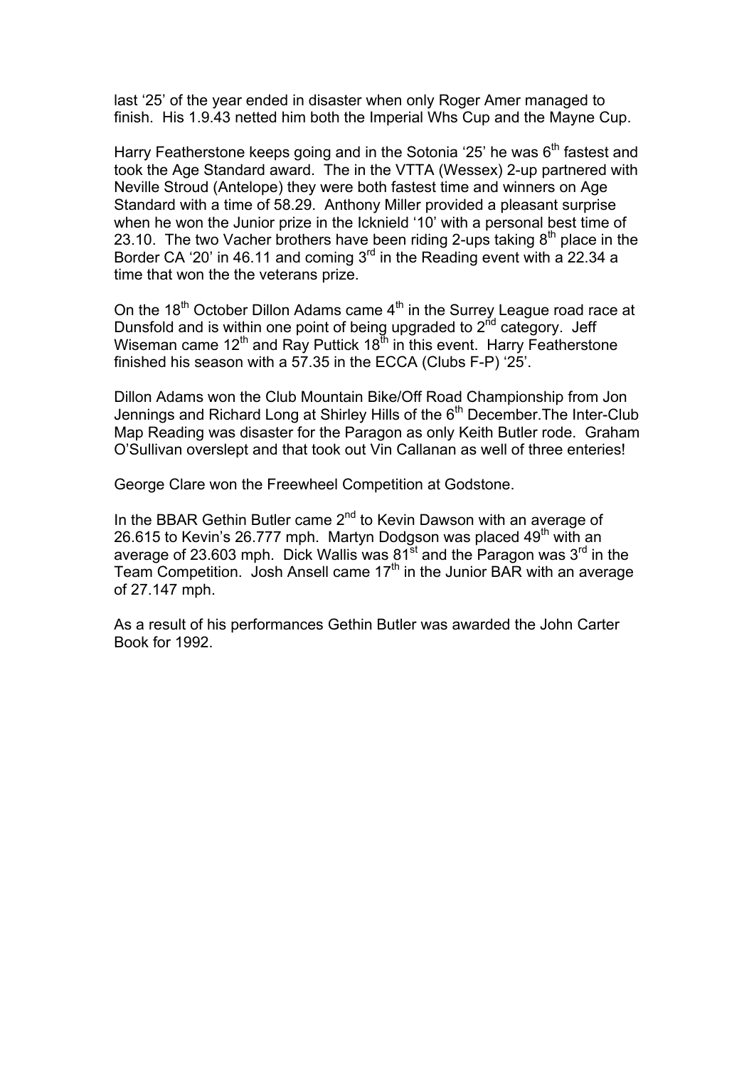last '25' of the year ended in disaster when only Roger Amer managed to finish. His 1.9.43 netted him both the Imperial Whs Cup and the Mayne Cup.

Harry Featherstone keeps going and in the Sotonia '25' he was 6th fastest and took the Age Standard award. The in the VTTA (Wessex) 2-up partnered with Neville Stroud (Antelope) they were both fastest time and winners on Age Standard with a time of 58.29. Anthony Miller provided a pleasant surprise when he won the Junior prize in the Icknield '10' with a personal best time of 23.10. The two Vacher brothers have been riding 2-ups taking 8th place in the Border CA '20' in 46.11 and coming 3rd in the Reading event with a 22.34 a time that won the the veterans prize.

On the 18th October Dillon Adams came 4th in the Surrey League road race at Dunsfold and is within one point of being upgraded to 2nd category. Jeff Wiseman came 12th and Ray Puttick 18th in this event. Harry Featherstone finished his season with a 57.35 in the ECCA (Clubs F-P) '25'.

Dillon Adams won the Club Mountain Bike/Off Road Championship from Jon Jennings and Richard Long at Shirley Hills of the 6th December.The Inter-Club Map Reading was disaster for the Paragon as only Keith Butler rode. Graham O'Sullivan overslept and that took out Vin Callanan as well of three enteries!

George Clare won the Freewheel Competition at Godstone.

In the BBAR Gethin Butler came 2nd to Kevin Dawson with an average of 26.615 to Kevin's 26.777 mph. Martyn Dodgson was placed 49th with an average of 23.603 mph. Dick Wallis was 81st and the Paragon was 3rd in the Team Competition. Josh Ansell came 17th in the Junior BAR with an average of 27.147 mph.

As a result of his performances Gethin Butler was awarded the John Carter Book for 1992.